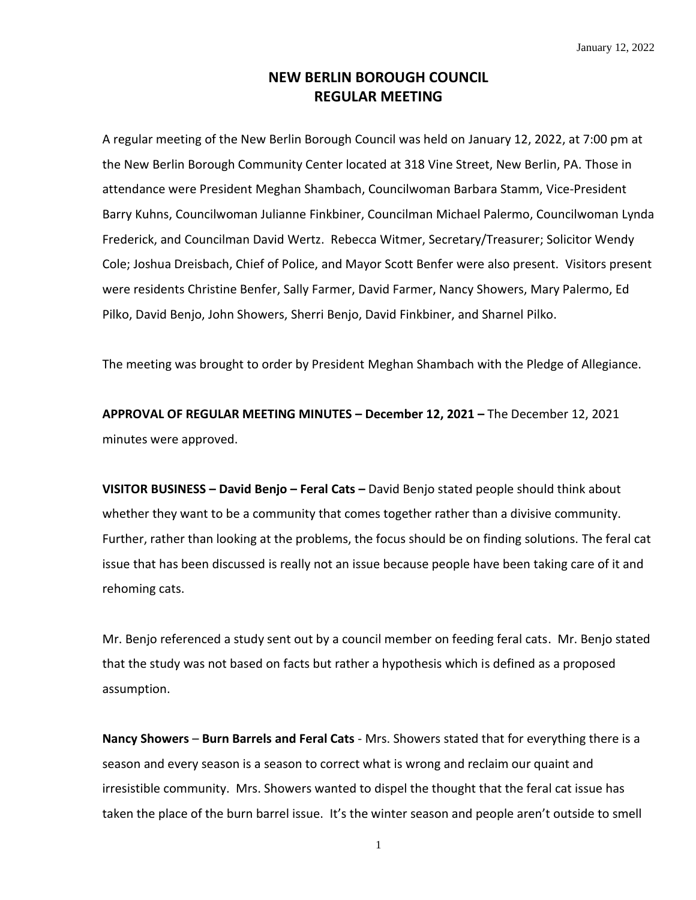January 12, 2022

# NEW BERLIN BOROUGH COUNCIL
# REGULAR MEETING

A regular meeting of the New Berlin Borough Council was held on January 12, 2022, at 7:00 pm at the New Berlin Borough Community Center located at 318 Vine Street, New Berlin, PA. Those in attendance were President Meghan Shambach, Councilwoman Barbara Stamm, Vice-President Barry Kuhns, Councilwoman Julianne Finkbiner, Councilman Michael Palermo, Councilwoman Lynda Frederick, and Councilman David Wertz. Rebecca Witmer, Secretary/Treasurer; Solicitor Wendy Cole; Joshua Dreisbach, Chief of Police, and Mayor Scott Benfer were also present. Visitors present were residents Christine Benfer, Sally Farmer, David Farmer, Nancy Showers, Mary Palermo, Ed Pilko, David Benjo, John Showers, Sherri Benjo, David Finkbiner, and Sharnel Pilko.

The meeting was brought to order by President Meghan Shambach with the Pledge of Allegiance.

**APPROVAL OF REGULAR MEETING MINUTES – December 12, 2021 –** The December 12, 2021 minutes were approved.

**VISITOR BUSINESS – David Benjo – Feral Cats –** David Benjo stated people should think about whether they want to be a community that comes together rather than a divisive community. Further, rather than looking at the problems, the focus should be on finding solutions. The feral cat issue that has been discussed is really not an issue because people have been taking care of it and rehoming cats.

Mr. Benjo referenced a study sent out by a council member on feeding feral cats. Mr. Benjo stated that the study was not based on facts but rather a hypothesis which is defined as a proposed assumption.

**Nancy Showers** – **Burn Barrels and Feral Cats** - Mrs. Showers stated that for everything there is a season and every season is a season to correct what is wrong and reclaim our quaint and irresistible community. Mrs. Showers wanted to dispel the thought that the feral cat issue has taken the place of the burn barrel issue. It's the winter season and people aren't outside to smell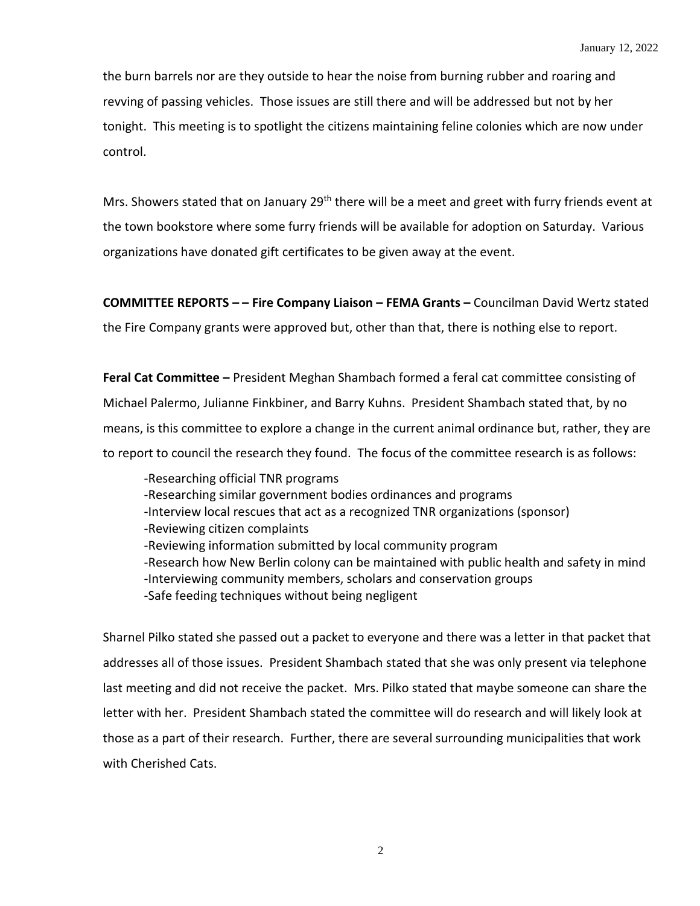the burn barrels nor are they outside to hear the noise from burning rubber and roaring and revving of passing vehicles. Those issues are still there and will be addressed but not by her tonight. This meeting is to spotlight the citizens maintaining feline colonies which are now under control.

Mrs. Showers stated that on January 29th there will be a meet and greet with furry friends event at the town bookstore where some furry friends will be available for adoption on Saturday. Various organizations have donated gift certificates to be given away at the event.

**COMMITTEE REPORTS – – Fire Company Liaison – FEMA Grants –** Councilman David Wertz stated the Fire Company grants were approved but, other than that, there is nothing else to report.

**Feral Cat Committee –** President Meghan Shambach formed a feral cat committee consisting of Michael Palermo, Julianne Finkbiner, and Barry Kuhns. President Shambach stated that, by no means, is this committee to explore a change in the current animal ordinance but, rather, they are to report to council the research they found. The focus of the committee research is as follows:

-Researching official TNR programs
-Researching similar government bodies ordinances and programs
-Interview local rescues that act as a recognized TNR organizations (sponsor)
-Reviewing citizen complaints
-Reviewing information submitted by local community program
-Research how New Berlin colony can be maintained with public health and safety in mind
-Interviewing community members, scholars and conservation groups
-Safe feeding techniques without being negligent

Sharnel Pilko stated she passed out a packet to everyone and there was a letter in that packet that addresses all of those issues. President Shambach stated that she was only present via telephone last meeting and did not receive the packet. Mrs. Pilko stated that maybe someone can share the letter with her. President Shambach stated the committee will do research and will likely look at those as a part of their research. Further, there are several surrounding municipalities that work with Cherished Cats.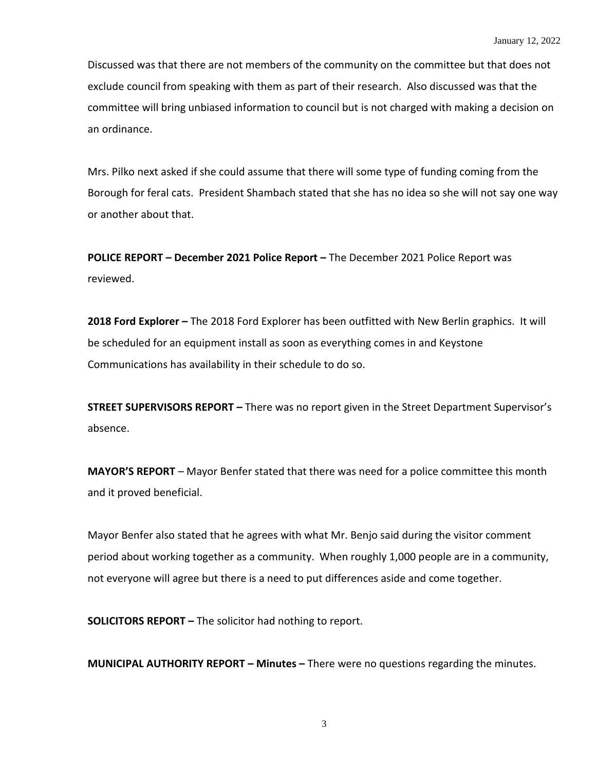Discussed was that there are not members of the community on the committee but that does not exclude council from speaking with them as part of their research. Also discussed was that the committee will bring unbiased information to council but is not charged with making a decision on an ordinance.

Mrs. Pilko next asked if she could assume that there will some type of funding coming from the Borough for feral cats. President Shambach stated that she has no idea so she will not say one way or another about that.

**POLICE REPORT – December 2021 Police Report –** The December 2021 Police Report was reviewed.

**2018 Ford Explorer –** The 2018 Ford Explorer has been outfitted with New Berlin graphics. It will be scheduled for an equipment install as soon as everything comes in and Keystone Communications has availability in their schedule to do so.

**STREET SUPERVISORS REPORT –** There was no report given in the Street Department Supervisor's absence.

**MAYOR'S REPORT** – Mayor Benfer stated that there was need for a police committee this month and it proved beneficial.

Mayor Benfer also stated that he agrees with what Mr. Benjo said during the visitor comment period about working together as a community. When roughly 1,000 people are in a community, not everyone will agree but there is a need to put differences aside and come together.

**SOLICITORS REPORT –** The solicitor had nothing to report.

**MUNICIPAL AUTHORITY REPORT – Minutes –** There were no questions regarding the minutes.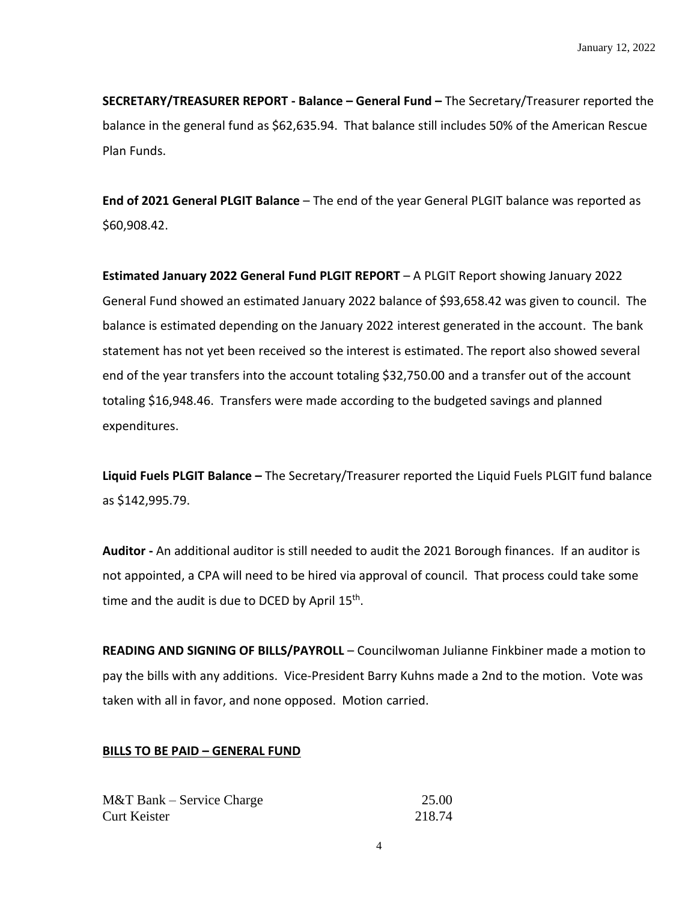**SECRETARY/TREASURER REPORT - Balance – General Fund –** The Secretary/Treasurer reported the balance in the general fund as $62,635.94. That balance still includes 50% of the American Rescue Plan Funds.

**End of 2021 General PLGIT Balance** – The end of the year General PLGIT balance was reported as $60,908.42.

**Estimated January 2022 General Fund PLGIT REPORT** – A PLGIT Report showing January 2022 General Fund showed an estimated January 2022 balance of $93,658.42 was given to council. The balance is estimated depending on the January 2022 interest generated in the account. The bank statement has not yet been received so the interest is estimated. The report also showed several end of the year transfers into the account totaling $32,750.00 and a transfer out of the account totaling $16,948.46. Transfers were made according to the budgeted savings and planned expenditures.

**Liquid Fuels PLGIT Balance –** The Secretary/Treasurer reported the Liquid Fuels PLGIT fund balance as $142,995.79.

**Auditor -** An additional auditor is still needed to audit the 2021 Borough finances. If an auditor is not appointed, a CPA will need to be hired via approval of council. That process could take some time and the audit is due to DCED by April 15th.

**READING AND SIGNING OF BILLS/PAYROLL** – Councilwoman Julianne Finkbiner made a motion to pay the bills with any additions. Vice-President Barry Kuhns made a 2nd to the motion. Vote was taken with all in favor, and none opposed. Motion carried.

**BILLS TO BE PAID – GENERAL FUND**

| | |
|---|---|
| M&T Bank – Service Charge | 25.00 |
| Curt Keister | 218.74 |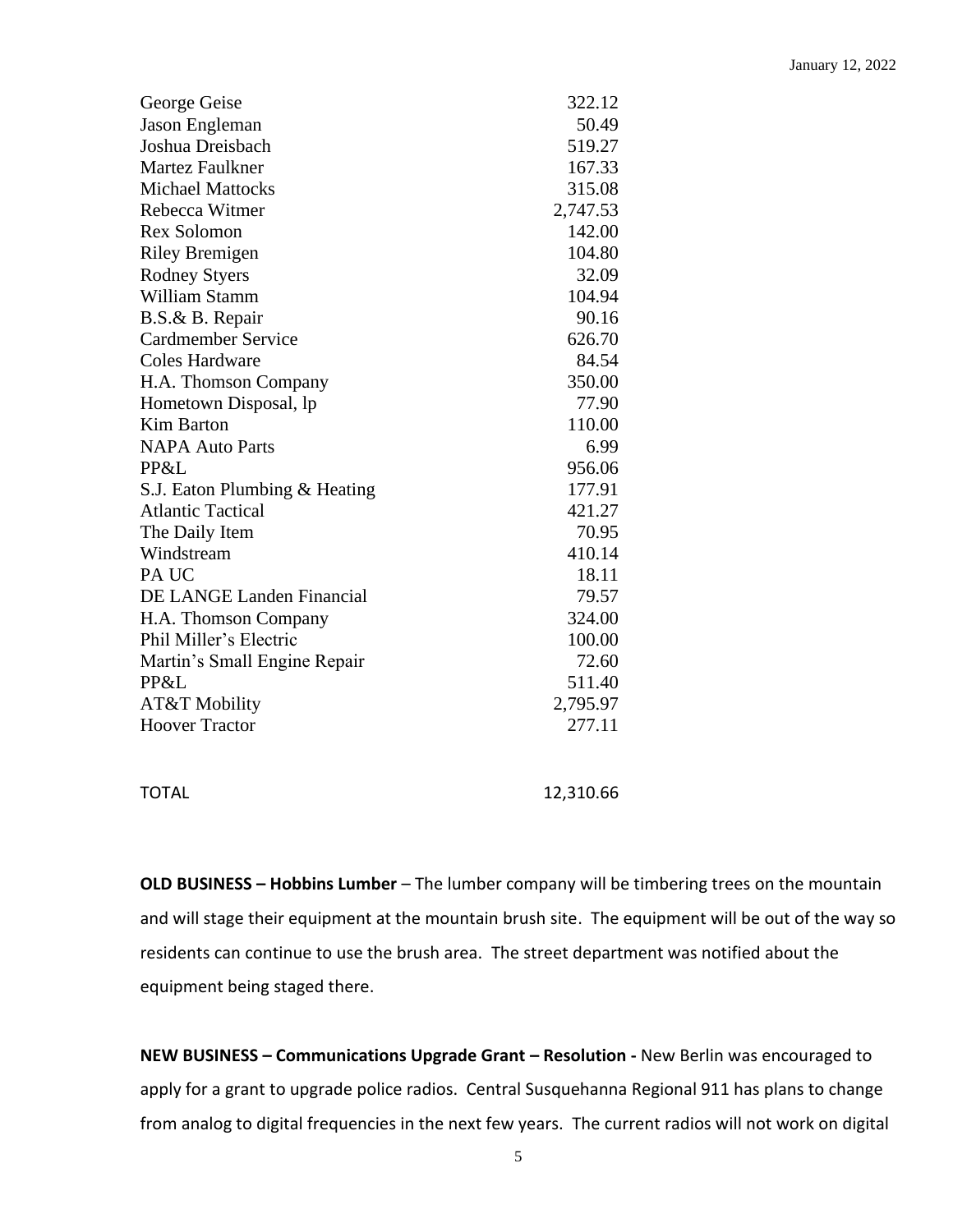| | |
|---|---|
| George Geise | 322.12 |
| Jason Engleman | 50.49 |
| Joshua Dreisbach | 519.27 |
| Martez Faulkner | 167.33 |
| Michael Mattocks | 315.08 |
| Rebecca Witmer | 2,747.53 |
| Rex Solomon | 142.00 |
| Riley Bremigen | 104.80 |
| Rodney Styers | 32.09 |
| William Stamm | 104.94 |
| B.S.& B. Repair | 90.16 |
| Cardmember Service | 626.70 |
| Coles Hardware | 84.54 |
| H.A. Thomson Company | 350.00 |
| Hometown Disposal, lp | 77.90 |
| Kim Barton | 110.00 |
| NAPA Auto Parts | 6.99 |
| PP&L | 956.06 |
| S.J. Eaton Plumbing & Heating | 177.91 |
| Atlantic Tactical | 421.27 |
| The Daily Item | 70.95 |
| Windstream | 410.14 |
| PA UC | 18.11 |
| DE LANGE Landen Financial | 79.57 |
| H.A. Thomson Company | 324.00 |
| Phil Miller's Electric | 100.00 |
| Martin's Small Engine Repair | 72.60 |
| PP&L | 511.40 |
| AT&T Mobility | 2,795.97 |
| Hoover Tractor | 277.11 |
| | |
| TOTAL | 12,310.66 |

**OLD BUSINESS – Hobbins Lumber** – The lumber company will be timbering trees on the mountain and will stage their equipment at the mountain brush site. The equipment will be out of the way so residents can continue to use the brush area. The street department was notified about the equipment being staged there.

**NEW BUSINESS – Communications Upgrade Grant – Resolution -** New Berlin was encouraged to apply for a grant to upgrade police radios. Central Susquehanna Regional 911 has plans to change from analog to digital frequencies in the next few years. The current radios will not work on digital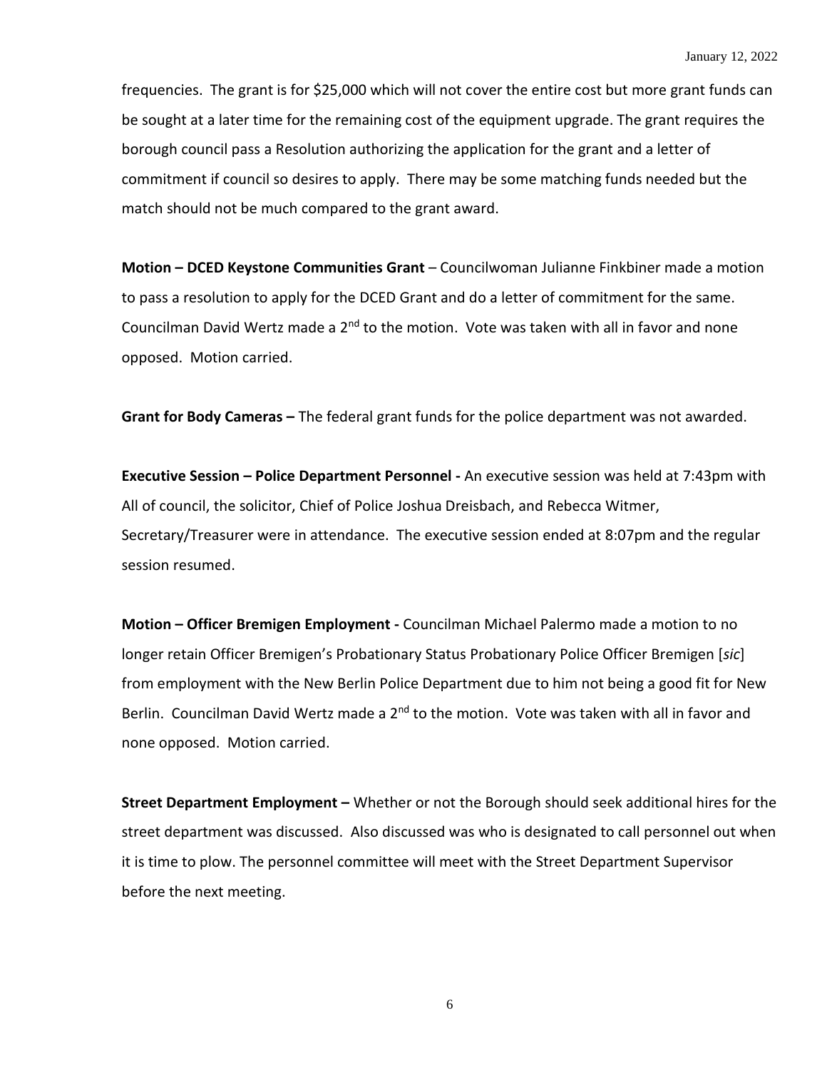frequencies. The grant is for $25,000 which will not cover the entire cost but more grant funds can be sought at a later time for the remaining cost of the equipment upgrade. The grant requires the borough council pass a Resolution authorizing the application for the grant and a letter of commitment if council so desires to apply. There may be some matching funds needed but the match should not be much compared to the grant award.

**Motion – DCED Keystone Communities Grant** – Councilwoman Julianne Finkbiner made a motion to pass a resolution to apply for the DCED Grant and do a letter of commitment for the same. Councilman David Wertz made a 2nd to the motion. Vote was taken with all in favor and none opposed. Motion carried.

**Grant for Body Cameras –** The federal grant funds for the police department was not awarded.

**Executive Session – Police Department Personnel -** An executive session was held at 7:43pm with All of council, the solicitor, Chief of Police Joshua Dreisbach, and Rebecca Witmer, Secretary/Treasurer were in attendance. The executive session ended at 8:07pm and the regular session resumed.

**Motion – Officer Bremigen Employment -** Councilman Michael Palermo made a motion to no longer retain Officer Bremigen's Probationary Status Probationary Police Officer Bremigen [*sic*] from employment with the New Berlin Police Department due to him not being a good fit for New Berlin. Councilman David Wertz made a 2nd to the motion. Vote was taken with all in favor and none opposed. Motion carried.

**Street Department Employment –** Whether or not the Borough should seek additional hires for the street department was discussed. Also discussed was who is designated to call personnel out when it is time to plow. The personnel committee will meet with the Street Department Supervisor before the next meeting.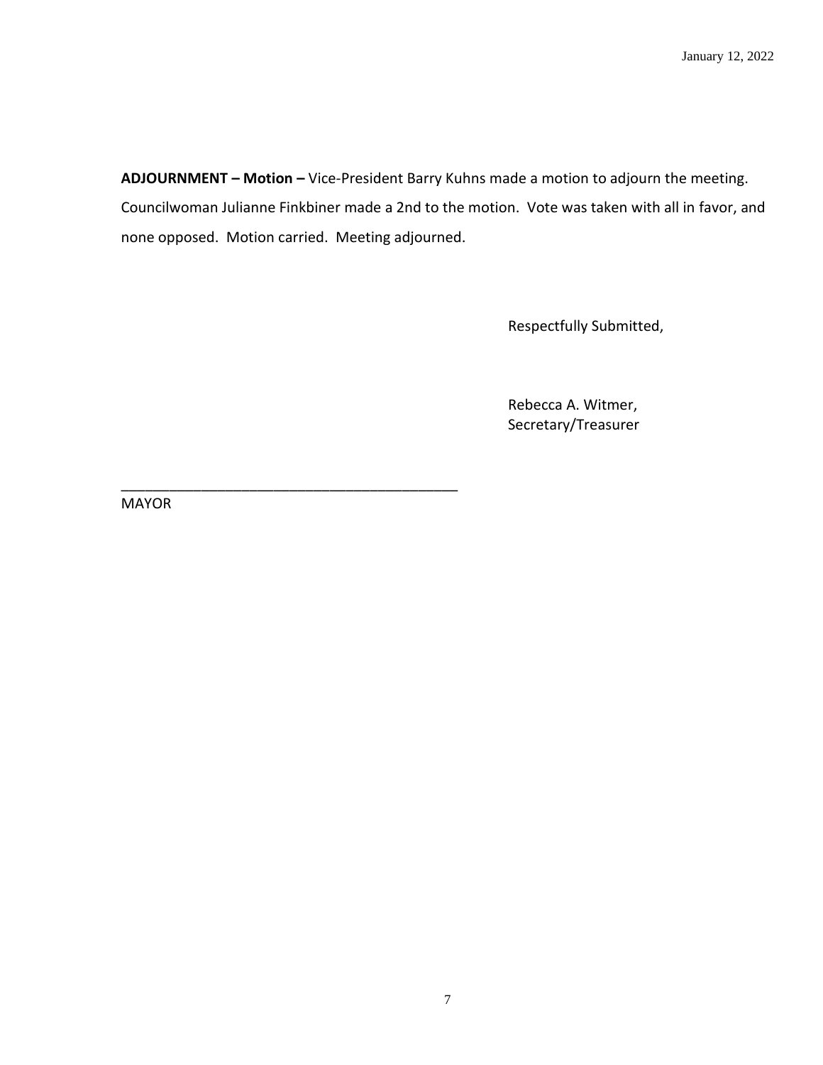**ADJOURNMENT – Motion –** Vice-President Barry Kuhns made a motion to adjourn the meeting. Councilwoman Julianne Finkbiner made a 2nd to the motion. Vote was taken with all in favor, and none opposed. Motion carried. Meeting adjourned.

Respectfully Submitted,

Rebecca A. Witmer,
Secretary/Treasurer

\_\_\_\_\_\_\_\_\_\_\_\_\_\_\_\_\_\_\_\_\_\_\_\_\_\_\_\_\_\_\_\_\_\_\_\_\_\_\_\_\_\_\_\_
MAYOR